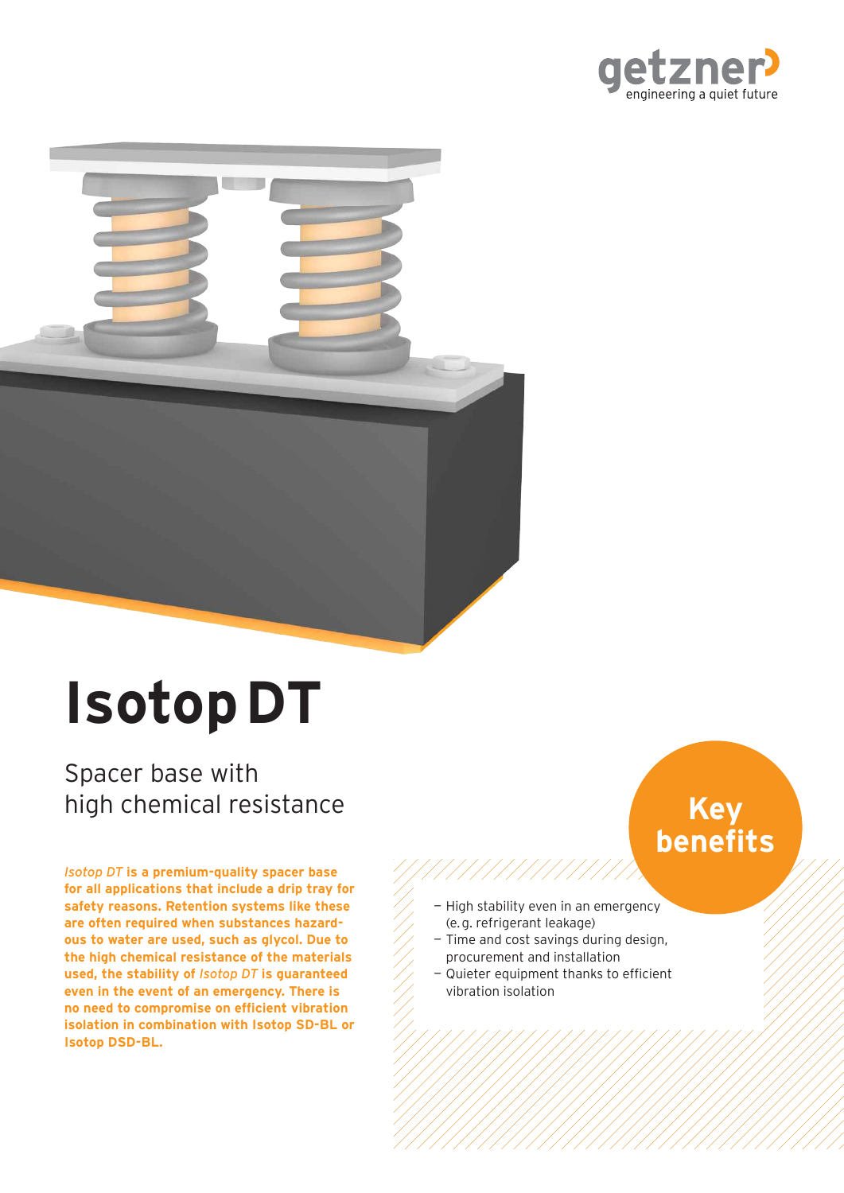getzner
engineering a quiet future

# Isotop DT

## Spacer base with high chemical resistance

***Isotop DT* is a premium-quality spacer base for all applications that include a drip tray for safety reasons. Retention systems like these are often required when substances hazardous to water are used, such as glycol. Due to the high chemical resistance of the materials used, the stability of *Isotop DT* is guaranteed even in the event of an emergency. There is no need to compromise on efficient vibration isolation in combination with Isotop SD-BL or Isotop DSD-BL.**

## Key benefits

- High stability even in an emergency (e. g. refrigerant leakage)
- Time and cost savings during design, procurement and installation
- Quieter equipment thanks to efficient vibration isolation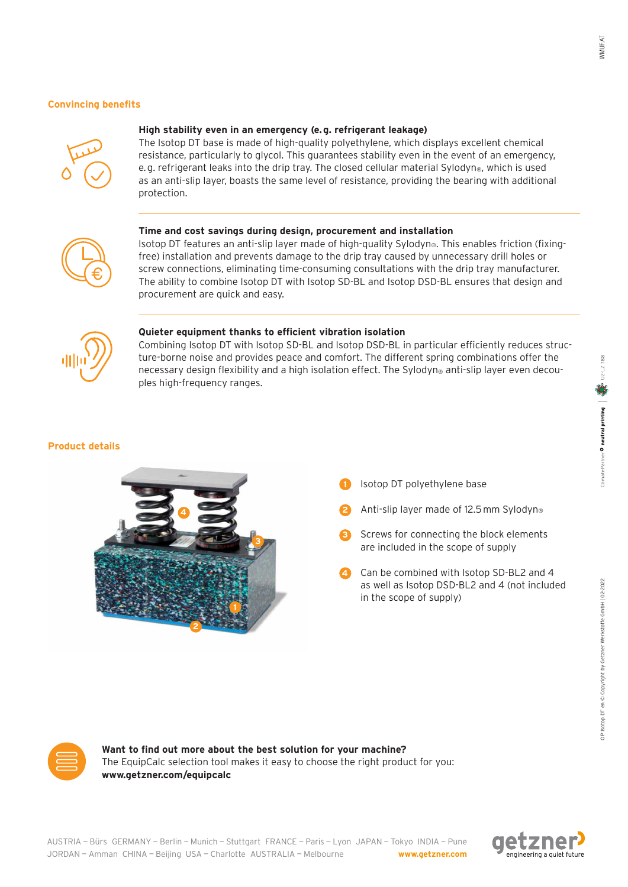## Convincing benefits

### High stability even in an emergency (e.g. refrigerant leakage)

The Isotop DT base is made of high-quality polyethylene, which displays excellent chemical resistance, particularly to glycol. This guarantees stability even in the event of an emergency, e.g. refrigerant leaks into the drip tray. The closed cellular material Sylodyn®, which is used as an anti-slip layer, boasts the same level of resistance, providing the bearing with additional protection.

### Time and cost savings during design, procurement and installation

Isotop DT features an anti-slip layer made of high-quality Sylodyn®. This enables friction (fixing-free) installation and prevents damage to the drip tray caused by unnecessary drill holes or screw connections, eliminating time-consuming consultations with the drip tray manufacturer. The ability to combine Isotop DT with Isotop SD-BL and Isotop DSD-BL ensures that design and procurement are quick and easy.

### Quieter equipment thanks to efficient vibration isolation

Combining Isotop DT with Isotop SD-BL and Isotop DSD-BL in particular efficiently reduces structure-borne noise and provides peace and comfort. The different spring combinations offer the necessary design flexibility and a high isolation effect. The Sylodyn® anti-slip layer even decouples high-frequency ranges.

## Product details

1. Isotop DT polyethylene base
2. Anti-slip layer made of 12.5 mm Sylodyn®
3. Screws for connecting the block elements are included in the scope of supply
4. Can be combined with Isotop SD-BL2 and 4 as well as Isotop DSD-BL2 and 4 (not included in the scope of supply)

**Want to find out more about the best solution for your machine?**
The EquipCalc selection tool makes it easy to choose the right product for you:
**www.getzner.com/equipcalc**

AUSTRIA – Bürs GERMANY – Berlin – Munich – Stuttgart FRANCE – Paris – Lyon JAPAN – Tokyo INDIA – Pune JORDAN – Amman CHINA – Beijing USA – Charlotte AUSTRALIA – Melbourne **www.getzner.com**

getzner engineering a quiet future

OP Isotop DT en © Copyright by Getzner Werkstoffe GmbH | 02-2022